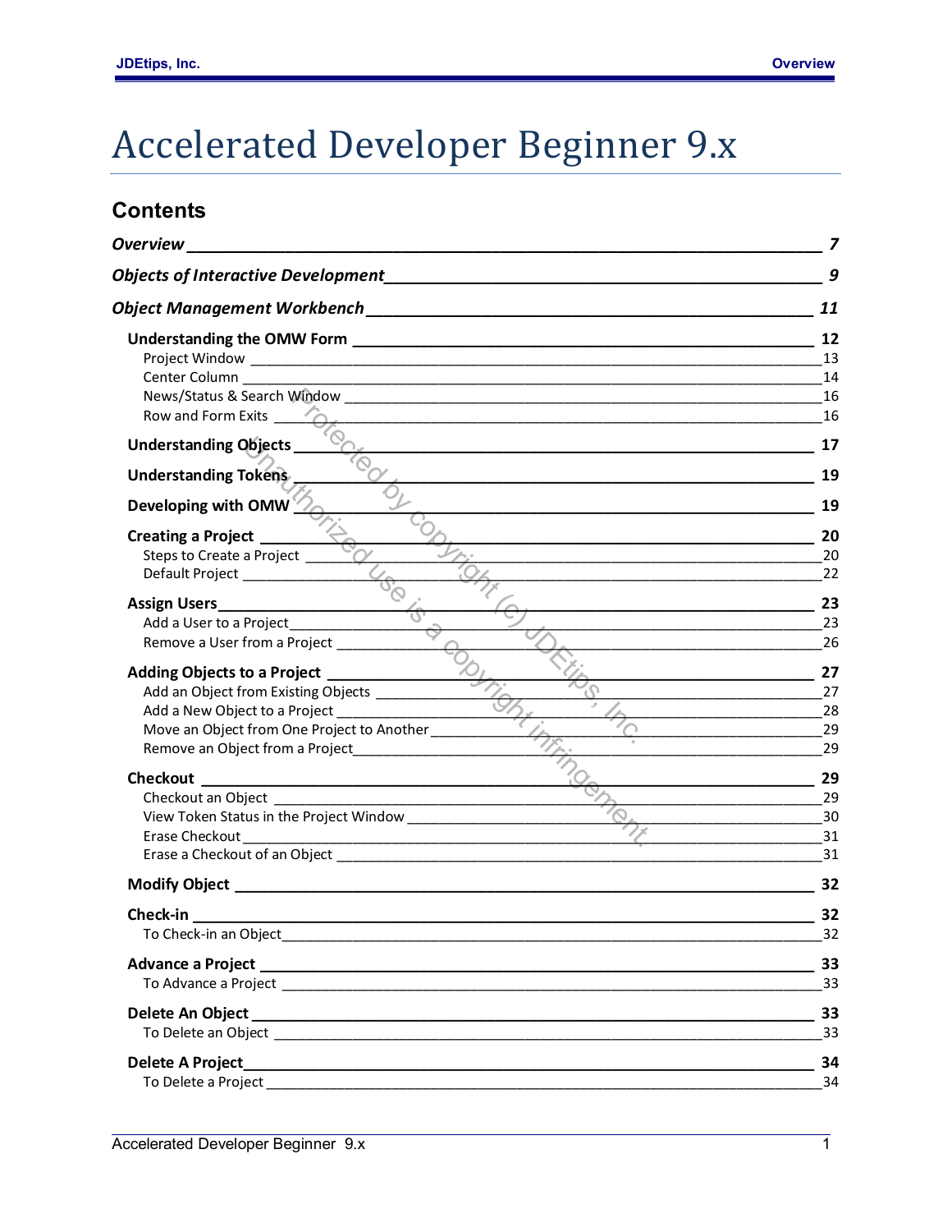# Accelerated Developer Beginner 9.x

## Contents

*Overview* — 7

*Objects of Interactive Development* — 9

*Object Management Workbench* — 11

- **Understanding the OMW Form** — 12
  - Project Window — 13
  - Center Column — 14
  - News/Status & Search Window — 16
  - Row and Form Exits — 16
- **Understanding Objects** — 17
- **Understanding Tokens** — 19
- **Developing with OMW** — 19
- **Creating a Project** — 20
  - Steps to Create a Project — 20
  - Default Project — 22
- **Assign Users** — 23
  - Add a User to a Project — 23
  - Remove a User from a Project — 26
- **Adding Objects to a Project** — 27
  - Add an Object from Existing Objects — 27
  - Add a New Object to a Project — 28
  - Move an Object from One Project to Another — 29
  - Remove an Object from a Project — 29
- **Checkout** — 29
  - Checkout an Object — 29
  - View Token Status in the Project Window — 30
  - Erase Checkout — 31
  - Erase a Checkout of an Object — 31
- **Modify Object** — 32
- **Check-in** — 32
  - To Check-in an Object — 32
- **Advance a Project** — 33
  - To Advance a Project — 33
- **Delete An Object** — 33
  - To Delete an Object — 33
- **Delete A Project** — 34
  - To Delete a Project — 34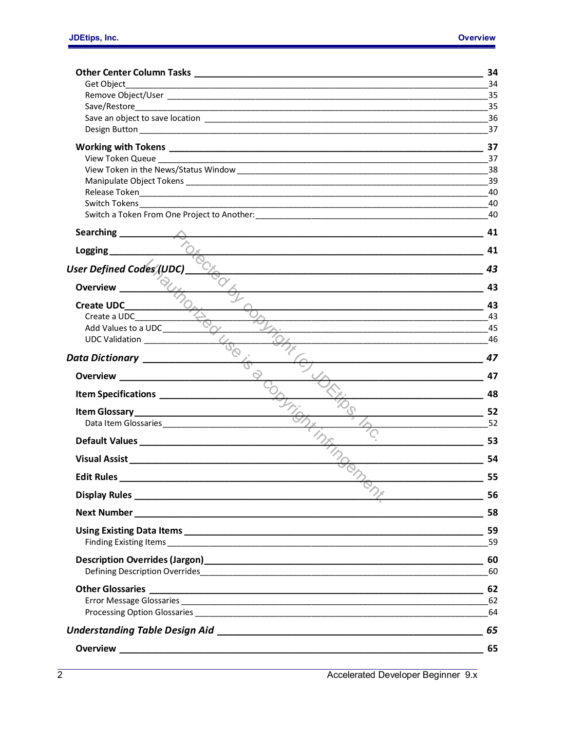**Other Center Column Tasks** 34

Get Object 34

Remove Object/User 35

Save/Restore 35

Save an object to save location 36

Design Button 37

**Working with Tokens** 37

View Token Queue 37

View Token in the News/Status Window 38

Manipulate Object Tokens 39

Release Token 40

Switch Tokens 40

Switch a Token From One Project to Another: 40

**Searching** 41

**Logging** 41

***User Defined Codes (UDC)*** 43

**Overview** 43

**Create UDC** 43

Create a UDC 43

Add Values to a UDC 45

UDC Validation 46

***Data Dictionary*** 47

**Overview** 47

**Item Specifications** 48

**Item Glossary** 52

Data Item Glossaries 52

**Default Values** 53

**Visual Assist** 54

**Edit Rules** 55

**Display Rules** 56

**Next Number** 58

**Using Existing Data Items** 59

Finding Existing Items 59

**Description Overrides (Jargon)** 60

Defining Description Overrides 60

**Other Glossaries** 62

Error Message Glossaries 62

Processing Option Glossaries 64

***Understanding Table Design Aid*** 65

**Overview** 65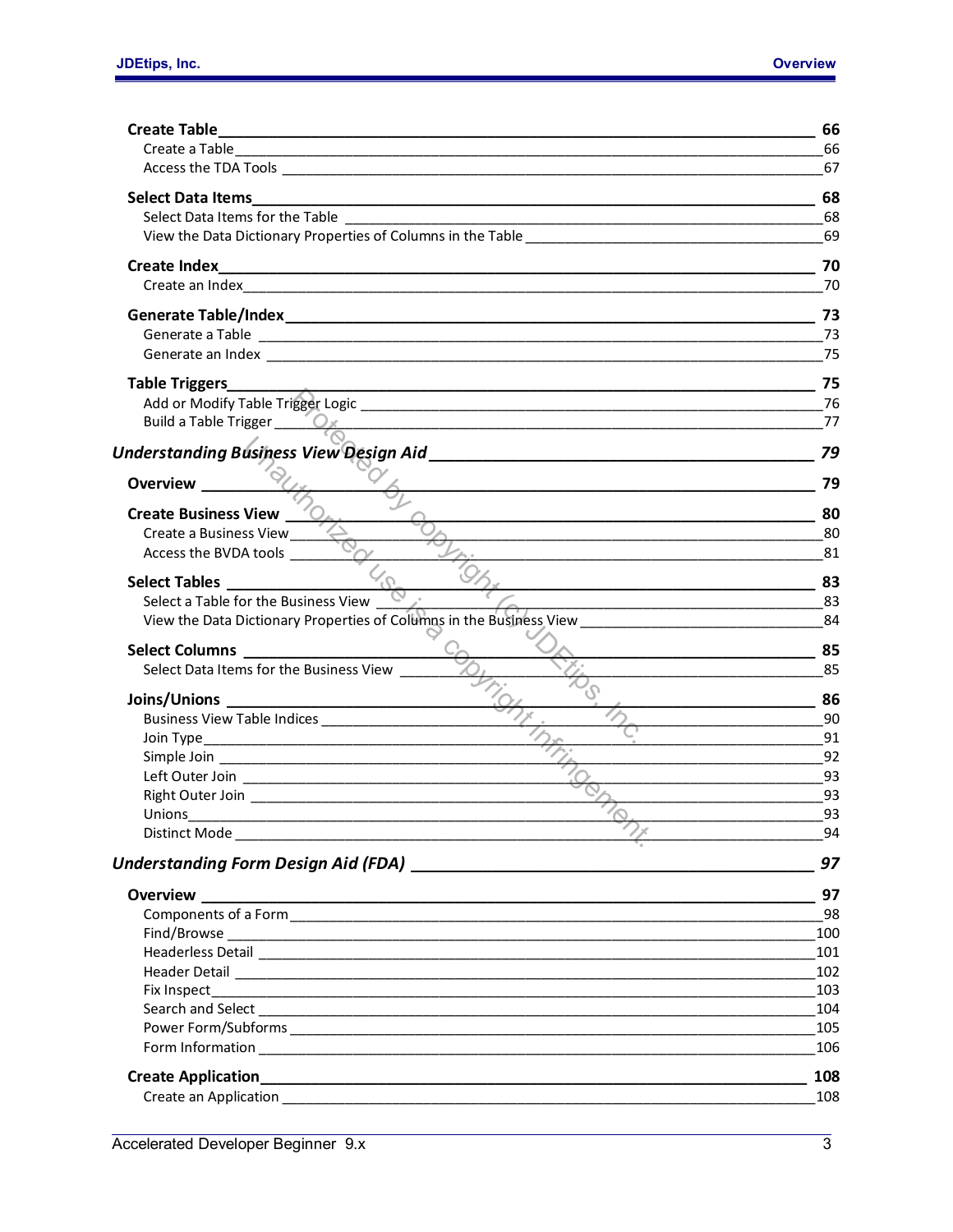**Create Table** 66
- Create a Table 66
- Access the TDA Tools 67

**Select Data Items** 68
- Select Data Items for the Table 68
- View the Data Dictionary Properties of Columns in the Table 69

**Create Index** 70
- Create an Index 70

**Generate Table/Index** 73
- Generate a Table 73
- Generate an Index 75

**Table Triggers** 75
- Add or Modify Table Trigger Logic 76
- Build a Table Trigger 77

***Understanding Business View Design Aid*** 79

**Overview** 79

**Create Business View** 80
- Create a Business View 80
- Access the BVDA tools 81

**Select Tables** 83
- Select a Table for the Business View 83
- View the Data Dictionary Properties of Columns in the Business View 84

**Select Columns** 85
- Select Data Items for the Business View 85

**Joins/Unions** 86
- Business View Table Indices 90
- Join Type 91
- Simple Join 92
- Left Outer Join 93
- Right Outer Join 93
- Unions 93
- Distinct Mode 94

***Understanding Form Design Aid (FDA)*** 97

**Overview** 97
- Components of a Form 98
- Find/Browse 100
- Headerless Detail 101
- Header Detail 102
- Fix Inspect 103
- Search and Select 104
- Power Form/Subforms 105
- Form Information 106

**Create Application** 108
- Create an Application 108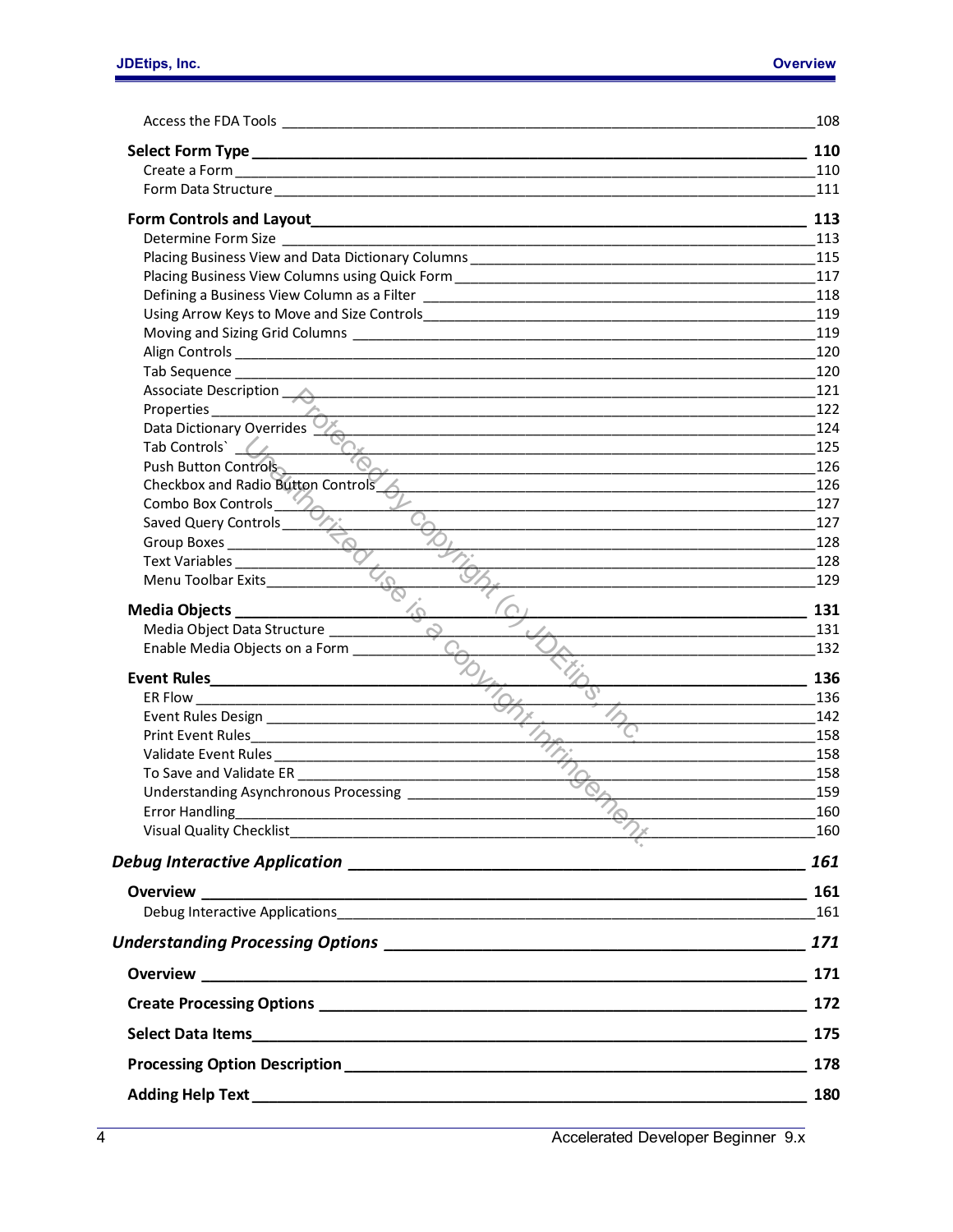Access the FDA Tools 108

**Select Form Type** **110**

Create a Form 110

Form Data Structure 111

**Form Controls and Layout** **113**

Determine Form Size 113

Placing Business View and Data Dictionary Columns 115

Placing Business View Columns using Quick Form 117

Defining a Business View Column as a Filter 118

Using Arrow Keys to Move and Size Controls 119

Moving and Sizing Grid Columns 119

Align Controls 120

Tab Sequence 120

Associate Description 121

Properties 122

Data Dictionary Overrides 124

Tab Controls` 125

Push Button Controls 126

Checkbox and Radio Button Controls 126

Combo Box Controls 127

Saved Query Controls 127

Group Boxes 128

Text Variables 128

Menu Toolbar Exits 129

**Media Objects** **131**

Media Object Data Structure 131

Enable Media Objects on a Form 132

**Event Rules** **136**

ER Flow 136

Event Rules Design 142

Print Event Rules 158

Validate Event Rules 158

To Save and Validate ER 158

Understanding Asynchronous Processing 159

Error Handling 160

Visual Quality Checklist 160

***Debug Interactive Application*** ***161***

**Overview** **161**

Debug Interactive Applications 161

***Understanding Processing Options*** ***171***

**Overview** **171**

**Create Processing Options** **172**

**Select Data Items** **175**

**Processing Option Description** **178**

**Adding Help Text** **180**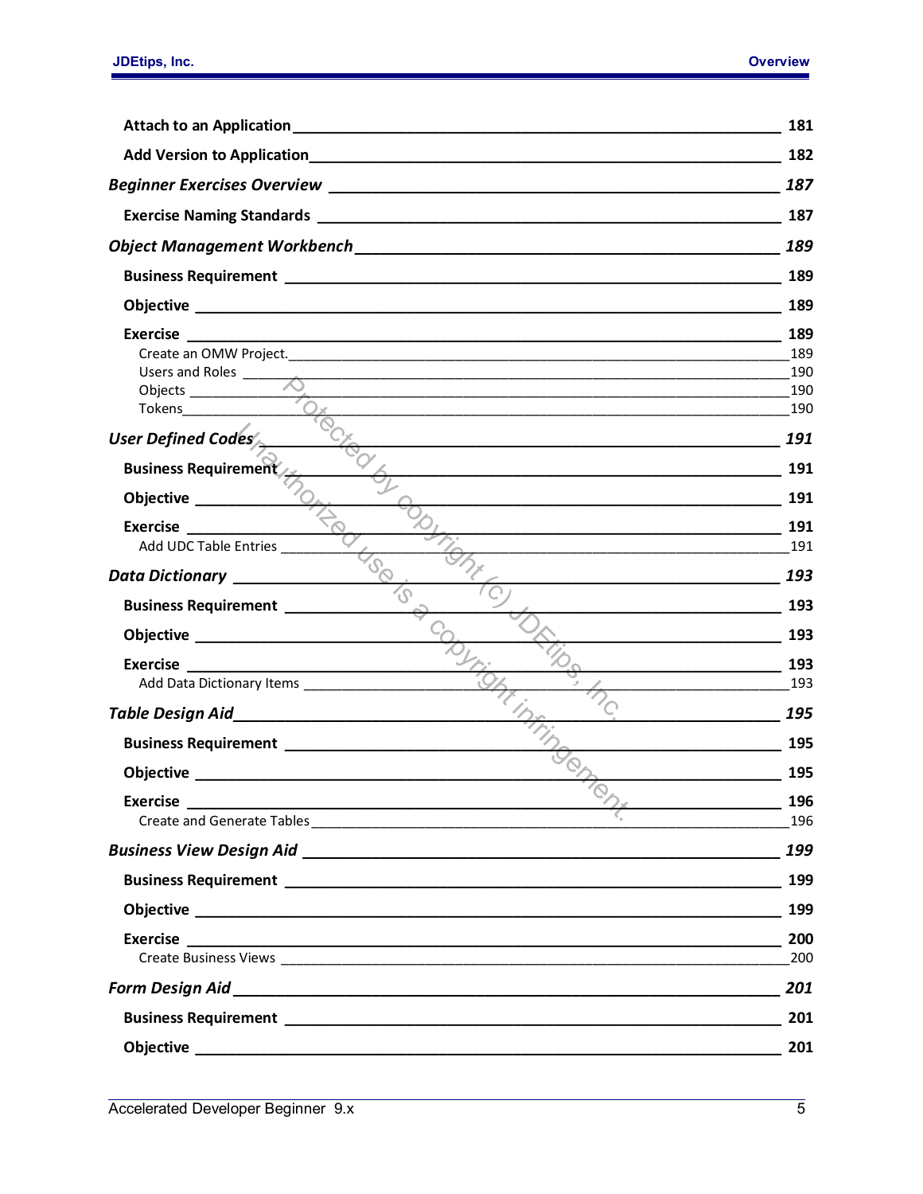Attach to an Application ____ 181

Add Version to Application ____ 182

*Beginner Exercises Overview* ____ *187*

Exercise Naming Standards ____ 187

*Object Management Workbench* ____ *189*

Business Requirement ____ 189

Objective ____ 189

Exercise ____ 189

Create an OMW Project. ____ 189

Users and Roles ____ 190

Objects ____ 190

Tokens ____ 190

*User Defined Codes* ____ *191*

Business Requirement ____ 191

Objective ____ 191

Exercise ____ 191

Add UDC Table Entries ____ 191

*Data Dictionary* ____ *193*

Business Requirement ____ 193

Objective ____ 193

Exercise ____ 193

Add Data Dictionary Items ____ 193

*Table Design Aid* ____ *195*

Business Requirement ____ 195

Objective ____ 195

Exercise ____ 196

Create and Generate Tables ____ 196

*Business View Design Aid* ____ *199*

Business Requirement ____ 199

Objective ____ 199

Exercise ____ 200

Create Business Views ____ 200

*Form Design Aid* ____ *201*

Business Requirement ____ 201

Objective ____ 201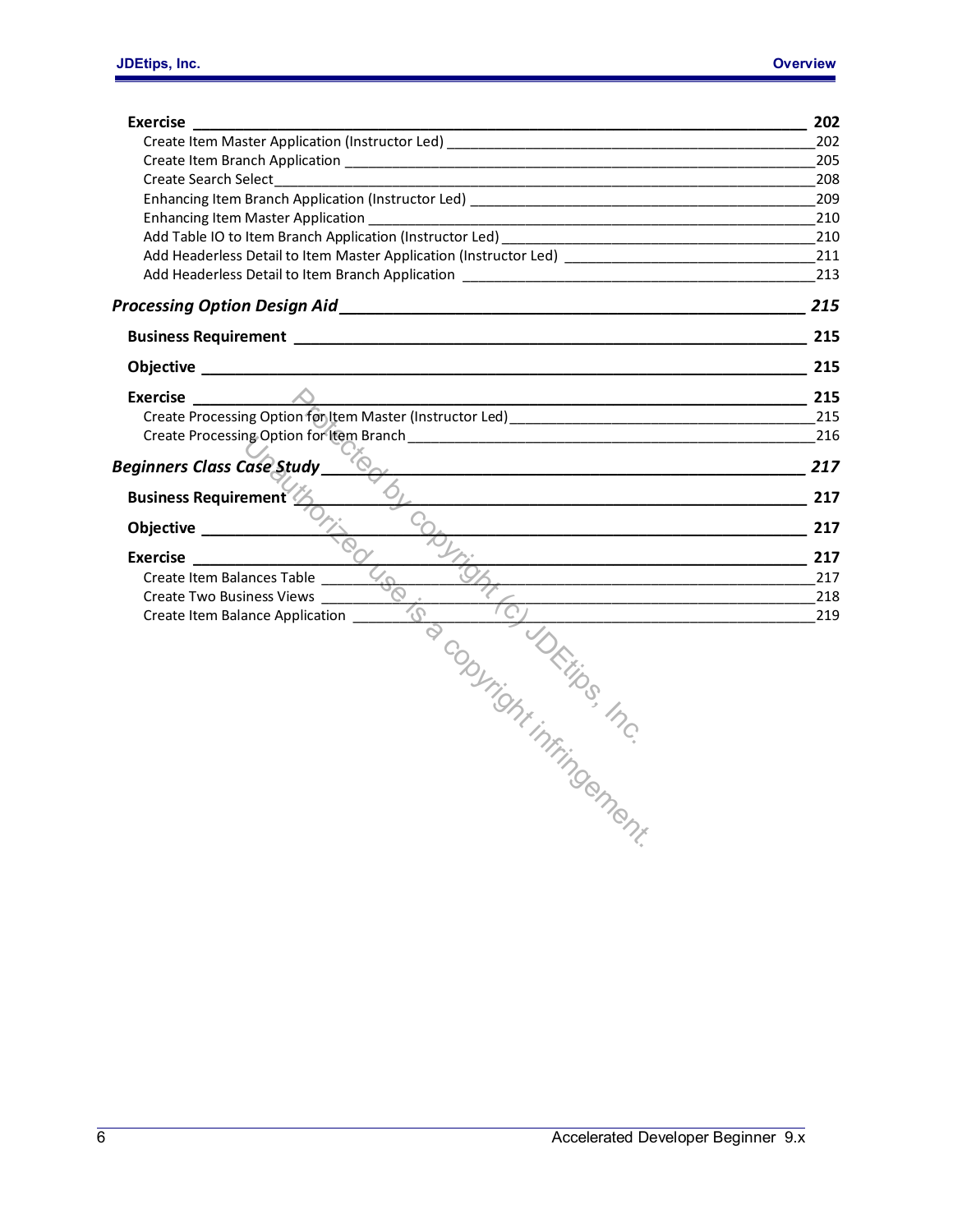**Exercise** 202

Create Item Master Application (Instructor Led) 202

Create Item Branch Application 205

Create Search Select 208

Enhancing Item Branch Application (Instructor Led) 209

Enhancing Item Master Application 210

Add Table IO to Item Branch Application (Instructor Led) 210

Add Headerless Detail to Item Master Application (Instructor Led) 211

Add Headerless Detail to Item Branch Application 213

***Processing Option Design Aid*** ***215***

**Business Requirement** 215

**Objective** 215

**Exercise** 215

Create Processing Option for Item Master (Instructor Led) 215

Create Processing Option for Item Branch 216

***Beginners Class Case Study*** ***217***

**Business Requirement** 217

**Objective** 217

**Exercise** 217

Create Item Balances Table 217

Create Two Business Views 218

Create Item Balance Application 219